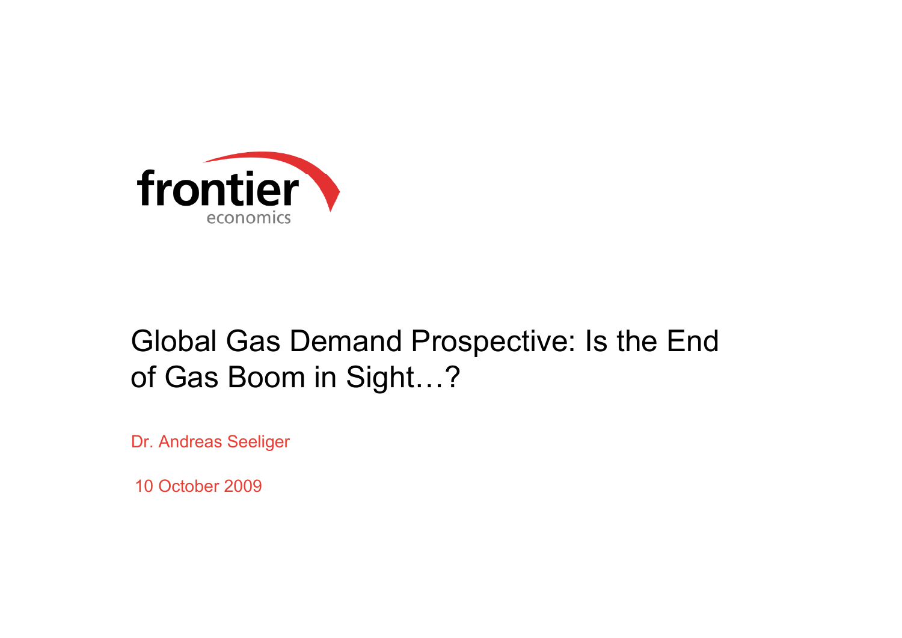frontier economics

# Global Gas Demand Prospective: Is the End of Gas Boom in Sight…?

Dr. Andreas Seeliger

10 October 2009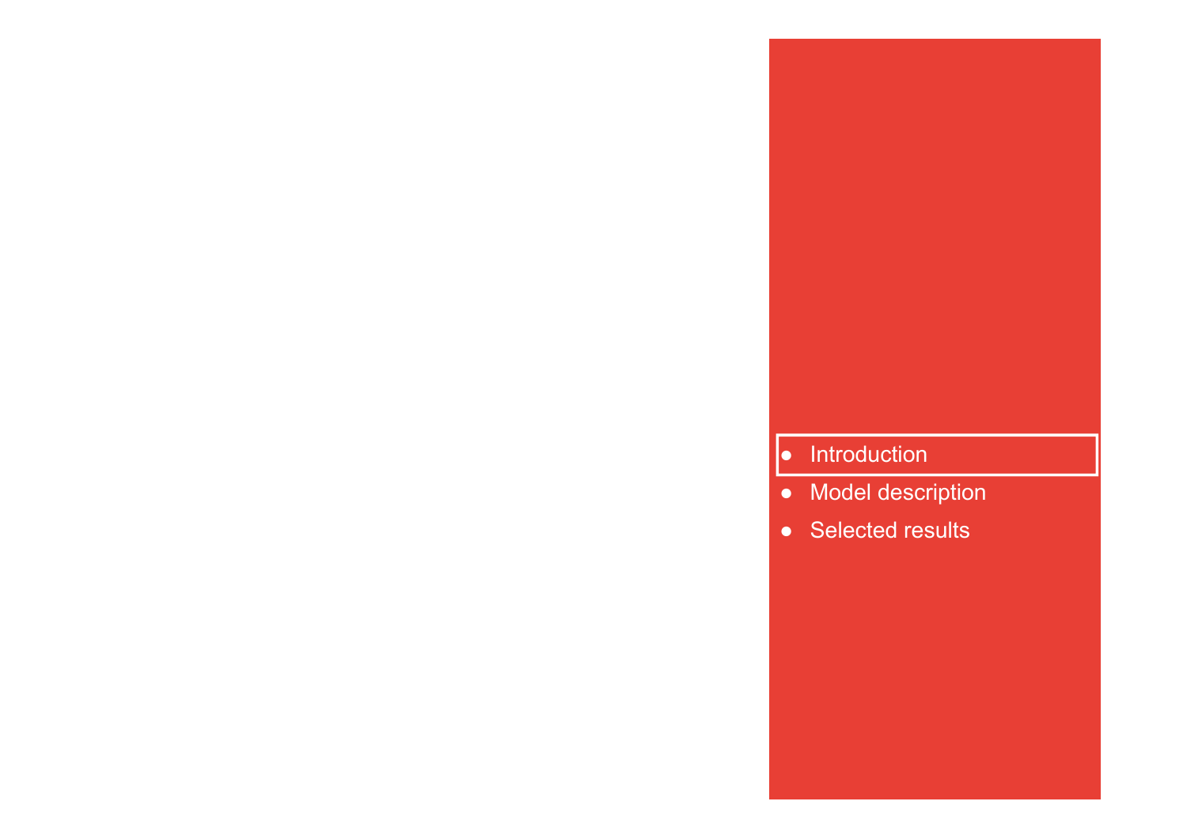- Introduction
- Model description
- Selected results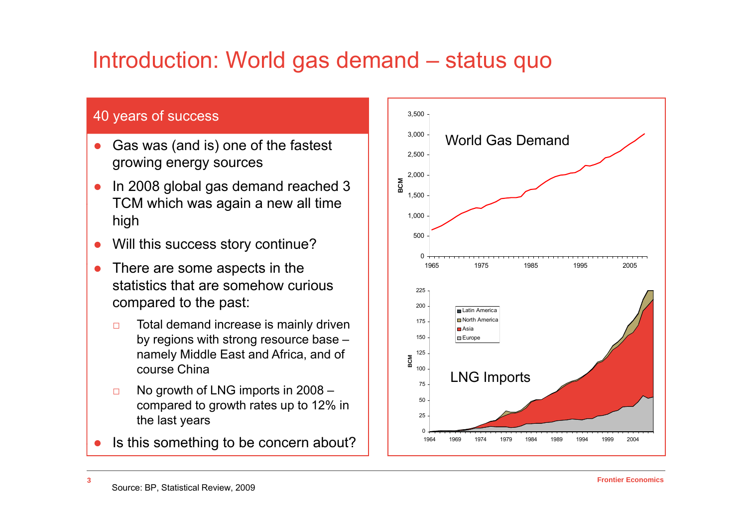# Introduction: World gas demand – status quo

## 40 years of success

- Gas was (and is) one of the fastest growing energy sources
- In 2008 global gas demand reached 3 TCM which was again a new all time high
- Will this success story continue?
- There are some aspects in the statistics that are somehow curious compared to the past:
  - Total demand increase is mainly driven by regions with strong resource base – namely Middle East and Africa, and of course China
  - No growth of LNG imports in 2008 – compared to growth rates up to 12% in the last years
- Is this something to be concern about?

World Gas Demand

LNG Imports

Source: BP, Statistical Review, 2009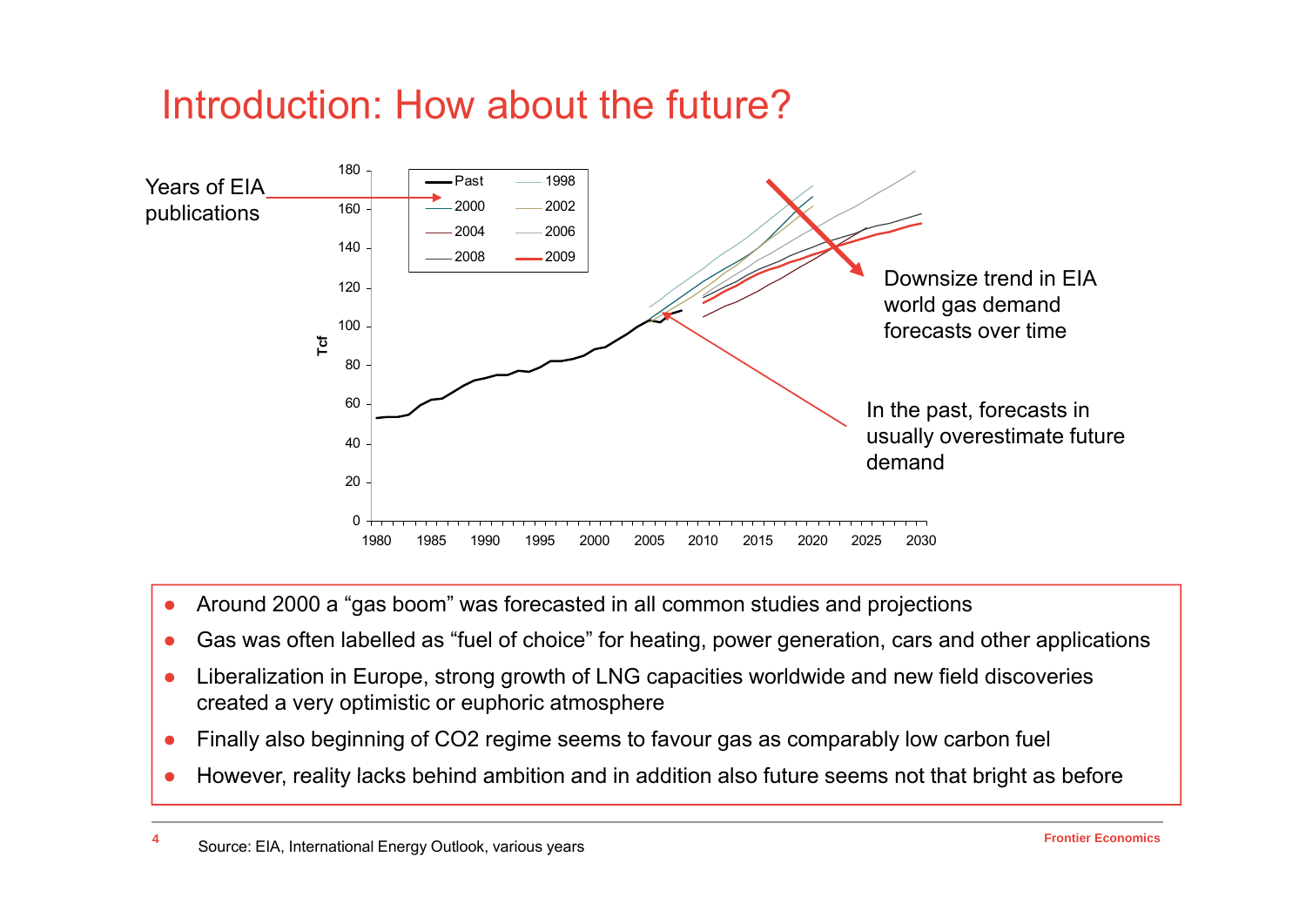# Introduction: How about the future?

Years of EIA publications

Downsize trend in EIA world gas demand forecasts over time

In the past, forecasts in usually overestimate future demand

- Around 2000 a “gas boom” was forecasted in all common studies and projections
- Gas was often labelled as “fuel of choice” for heating, power generation, cars and other applications
- Liberalization in Europe, strong growth of LNG capacities worldwide and new field discoveries created a very optimistic or euphoric atmosphere
- Finally also beginning of $CO_2$ regime seems to favour gas as comparably low carbon fuel
- However, reality lacks behind ambition and in addition also future seems not that bright as before

Source: EIA, International Energy Outlook, various years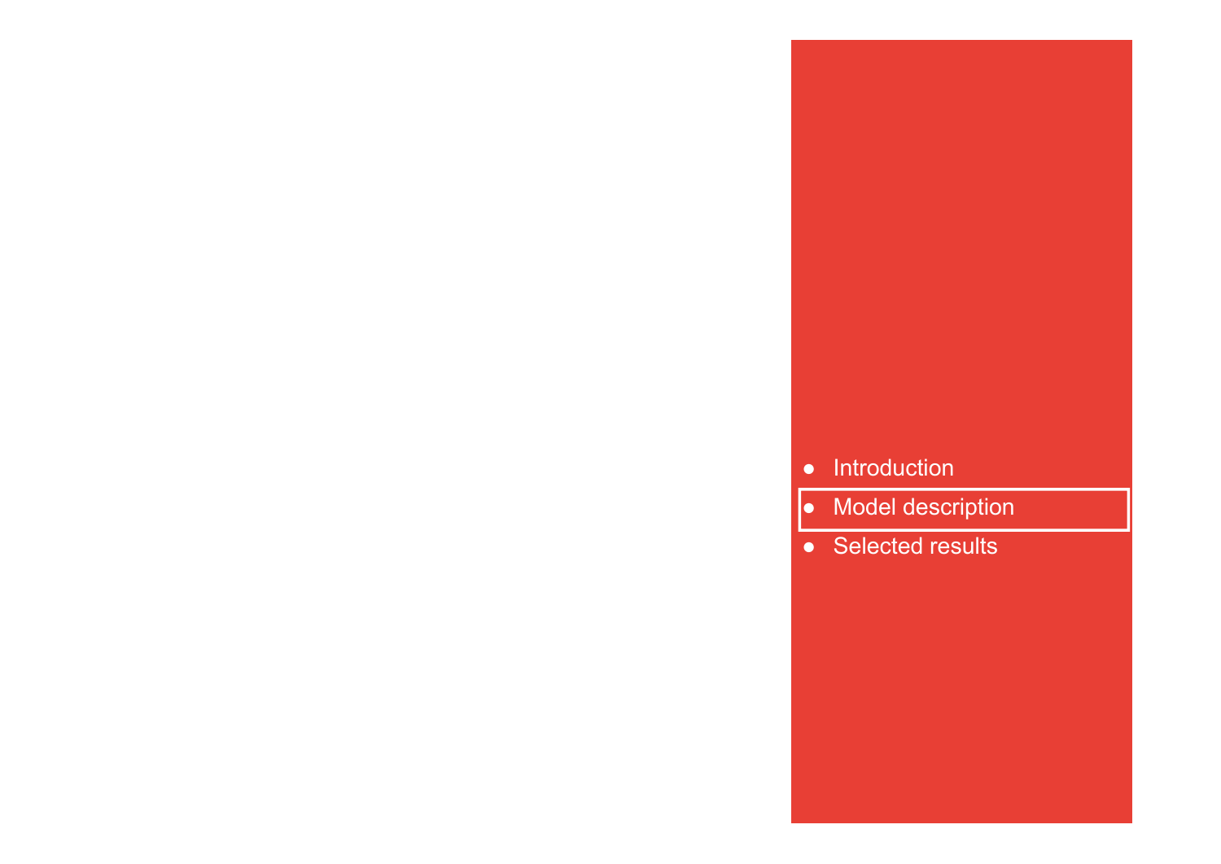- Introduction
- **Model description**
- Selected results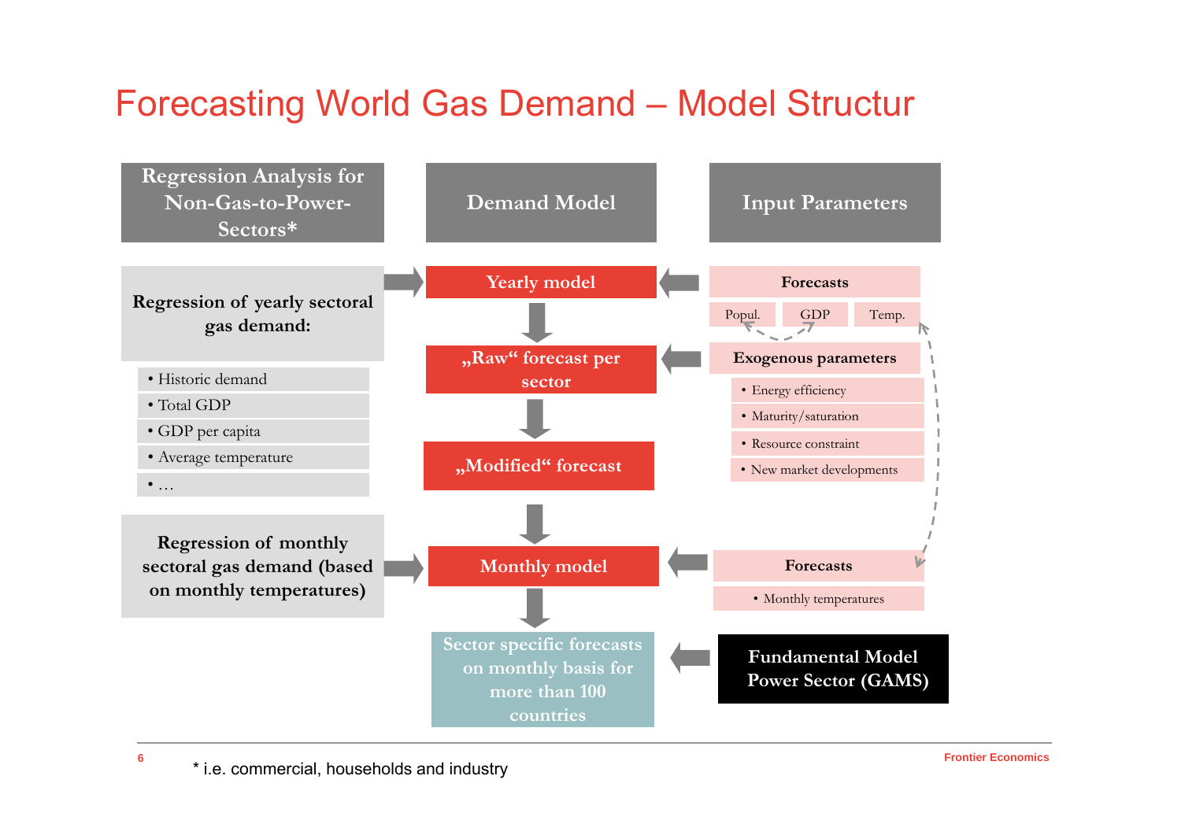# Forecasting World Gas Demand – Model Structur

## Regression Analysis for Non-Gas-to-Power-Sectors*

**Regression of yearly sectoral gas demand:**

- Historic demand
- Total GDP
- GDP per capita
- Average temperature
- …

**Regression of monthly sectoral gas demand (based on monthly temperatures)**

## Demand Model

- Yearly model
- „Raw“ forecast per sector
- „Modified“ forecast
- Monthly model
- Sector specific forecasts on monthly basis for more than 100 countries

## Input Parameters

**Forecasts**

- Popul.
- GDP
- Temp.

**Exogenous parameters**

- Energy efficiency
- Maturity/saturation
- Resource constraint
- New market developments

**Forecasts**

- Monthly temperatures

**Fundamental Model Power Sector (GAMS)**

* i.e. commercial, households and industry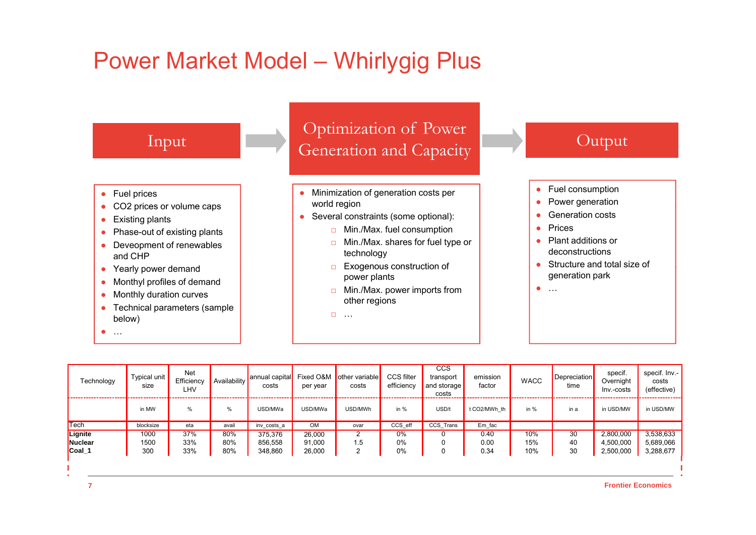# Power Market Model – Whirlygig Plus

## Input

- Fuel prices
- $CO_2$ prices or volume caps
- Existing plants
- Phase-out of existing plants
- Deveopment of renewables and CHP
- Yearly power demand
- Monthyl profiles of demand
- Monthly duration curves
- Technical parameters (sample below)
- …

## Optimization of Power Generation and Capacity

- Minimization of generation costs per world region
- Several constraints (some optional):
  - Min./Max. fuel consumption
  - Min./Max. shares for fuel type or technology
  - Exogenous construction of power plants
  - Min./Max. power imports from other regions
  - …

## Output

- Fuel consumption
- Power generation
- Generation costs
- Prices
- Plant additions or deconstructions
- Structure and total size of generation park
- …

| Technology | Typical unit size | Net Efficiency LHV | Availability | annual capital costs | Fixed O&M per year | other variable costs | CCS filter efficiency | CCS transport and storage costs | emission factor | WACC | Depreciation time | specif. Overnight Inv.-costs | specif. Inv.-costs (effective) |
|---|---|---|---|---|---|---|---|---|---|---|---|---|---|
| | in MW | % | % | USD/MWa | USD/MWa | USD/MWh | in % | USD/t | t CO2/MWh_th | in % | in a | in USD/MW | in USD/MW |
| Tech | blocksize | eta | avail | inv_costs_a | OM | ovar | CCS_eff | CCS_Trans | Em_fac | | | | |
| **Lignite** | 1000 | 37% | 80% | 375,376 | 26,000 | 2 | 0% | 0 | 0.40 | 10% | 30 | 2,800,000 | 3,538,633 |
| **Nuclear** | 1500 | 33% | 80% | 856,558 | 91,000 | 1.5 | 0% | 0 | 0.00 | 15% | 40 | 4,500,000 | 5,689,066 |
| **Coal_1** | 300 | 33% | 80% | 348,860 | 26,000 | 2 | 0% | 0 | 0.34 | 10% | 30 | 2,500,000 | 3,288,677 |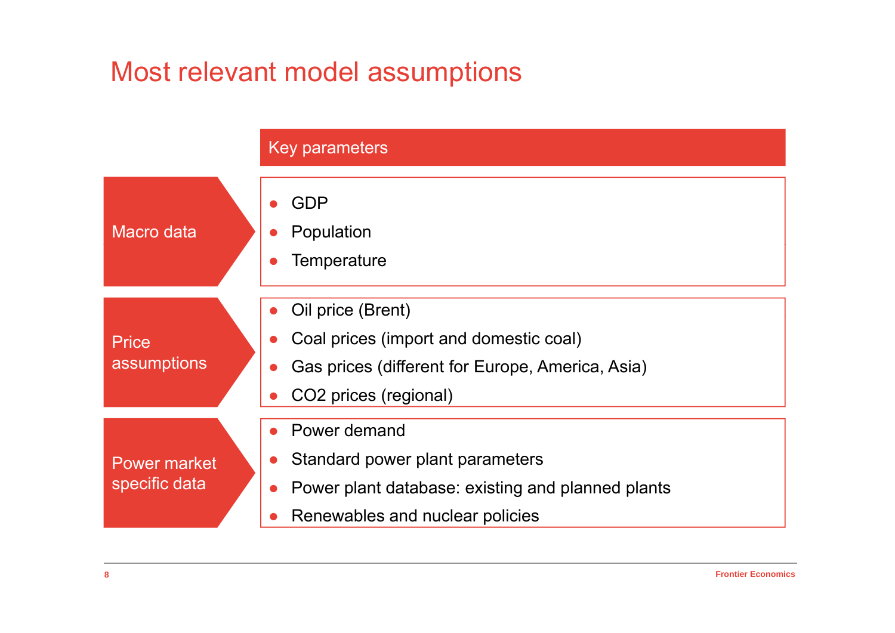# Most relevant model assumptions

| | Key parameters |
|---|---|
| Macro data | • GDP<br>• Population<br>• Temperature |
| Price assumptions | • Oil price (Brent)<br>• Coal prices (import and domestic coal)<br>• Gas prices (different for Europe, America, Asia)<br>• $CO_2$ prices (regional) |
| Power market specific data | • Power demand<br>• Standard power plant parameters<br>• Power plant database: existing and planned plants<br>• Renewables and nuclear policies |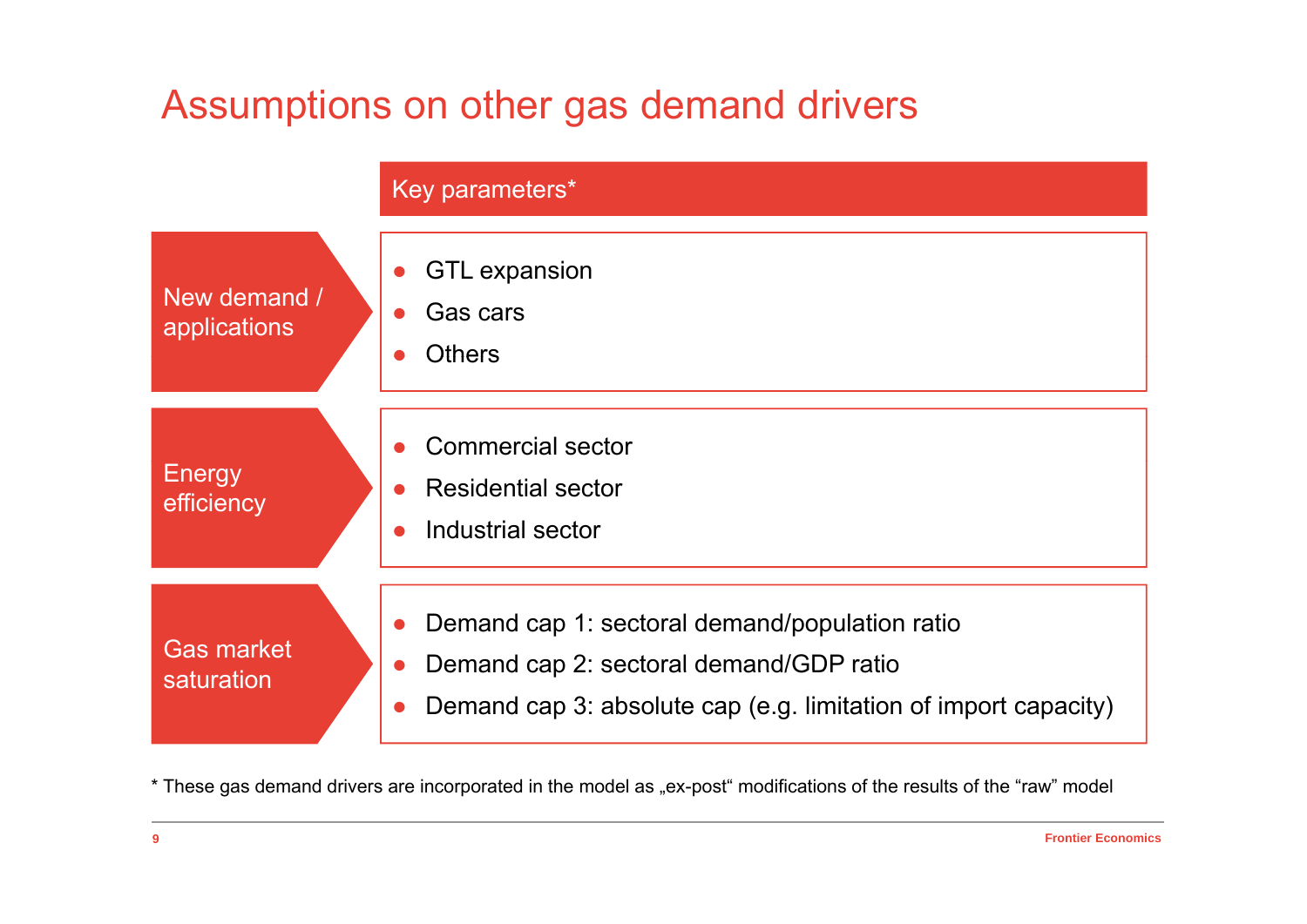# Assumptions on other gas demand drivers

| | Key parameters* |
|---|---|
| New demand / applications | ● GTL expansion<br>● Gas cars<br>● Others |
| Energy efficiency | ● Commercial sector<br>● Residential sector<br>● Industrial sector |
| Gas market saturation | ● Demand cap 1: sectoral demand/population ratio<br>● Demand cap 2: sectoral demand/GDP ratio<br>● Demand cap 3: absolute cap (e.g. limitation of import capacity) |

* These gas demand drivers are incorporated in the model as „ex-post“ modifications of the results of the “raw” model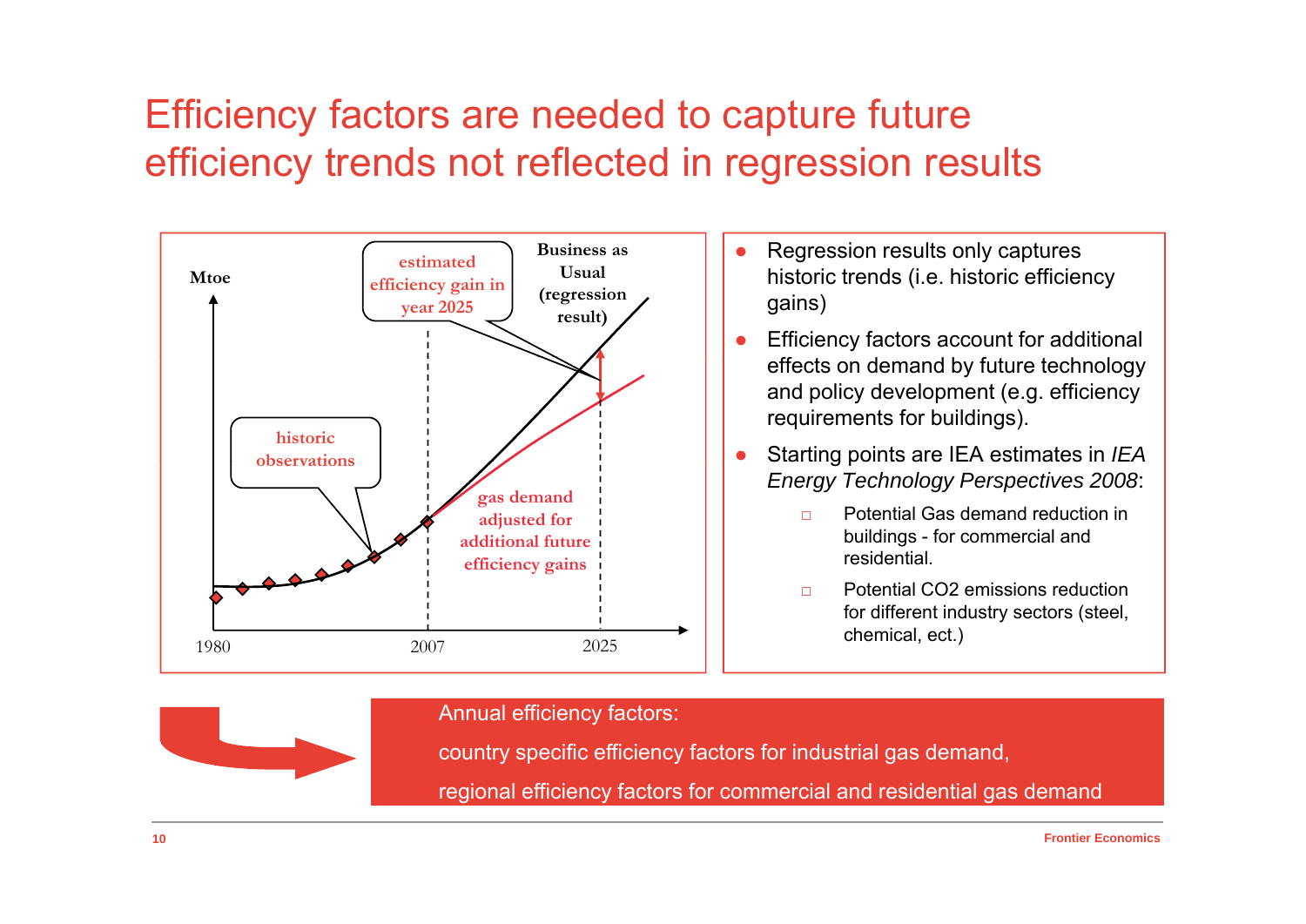# Efficiency factors are needed to capture future efficiency trends not reflected in regression results

Mtoe

estimated efficiency gain in year 2025

Business as Usual (regression result)

historic observations

gas demand adjusted for additional future efficiency gains

1980 2007 2025

- Regression results only captures historic trends (i.e. historic efficiency gains)
- Efficiency factors account for additional effects on demand by future technology and policy development (e.g. efficiency requirements for buildings).
- Starting points are IEA estimates in *IEA Energy Technology Perspectives 2008*:
  - Potential Gas demand reduction in buildings - for commercial and residential.
  - Potential $CO_2$ emissions reduction for different industry sectors (steel, chemical, ect.)

Annual efficiency factors:

country specific efficiency factors for industrial gas demand,

regional efficiency factors for commercial and residential gas demand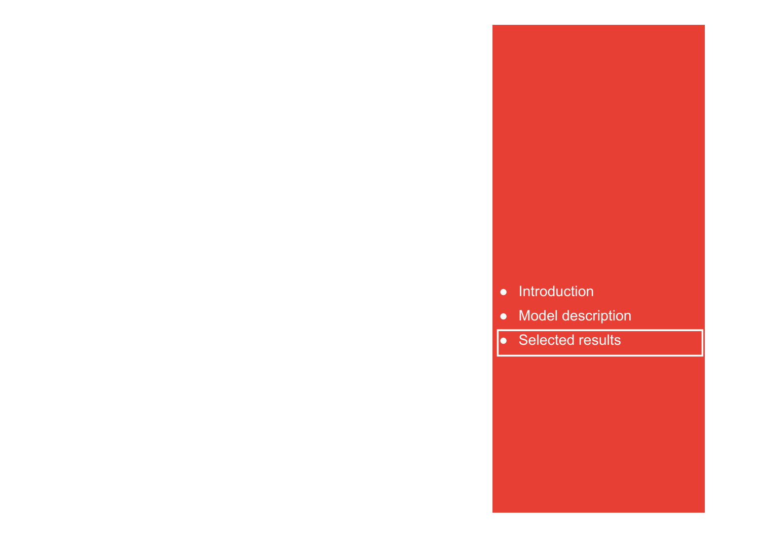- Introduction
- Model description
- **Selected results**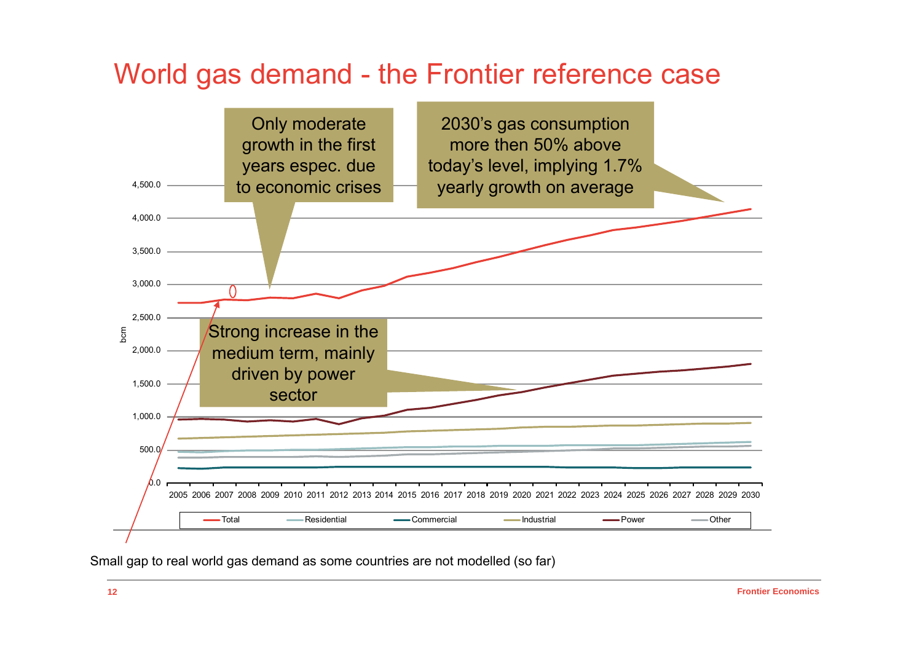# World gas demand - the Frontier reference case

Only moderate growth in the first years espec. due to economic crises

2030's gas consumption more then 50% above today's level, implying 1.7% yearly growth on average

Strong increase in the medium term, mainly driven by power sector

Small gap to real world gas demand as some countries are not modelled (so far)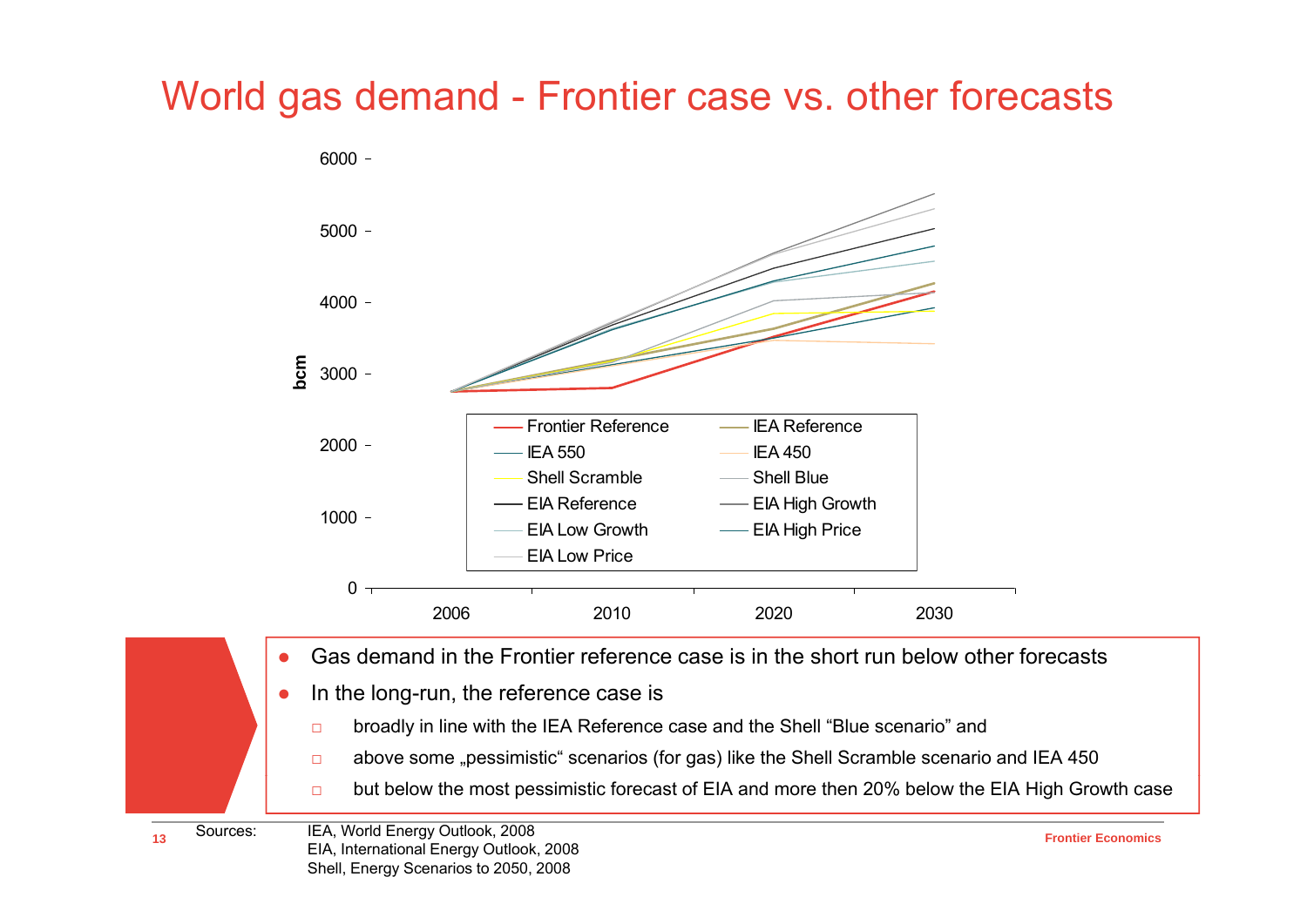# World gas demand - Frontier case vs. other forecasts

- Gas demand in the Frontier reference case is in the short run below other forecasts
- In the long-run, the reference case is
  - broadly in line with the IEA Reference case and the Shell "Blue scenario" and
  - above some „pessimistic“ scenarios (for gas) like the Shell Scramble scenario and IEA 450
  - but below the most pessimistic forecast of EIA and more then 20% below the EIA High Growth case

Sources: IEA, World Energy Outlook, 2008
EIA, International Energy Outlook, 2008
Shell, Energy Scenarios to 2050, 2008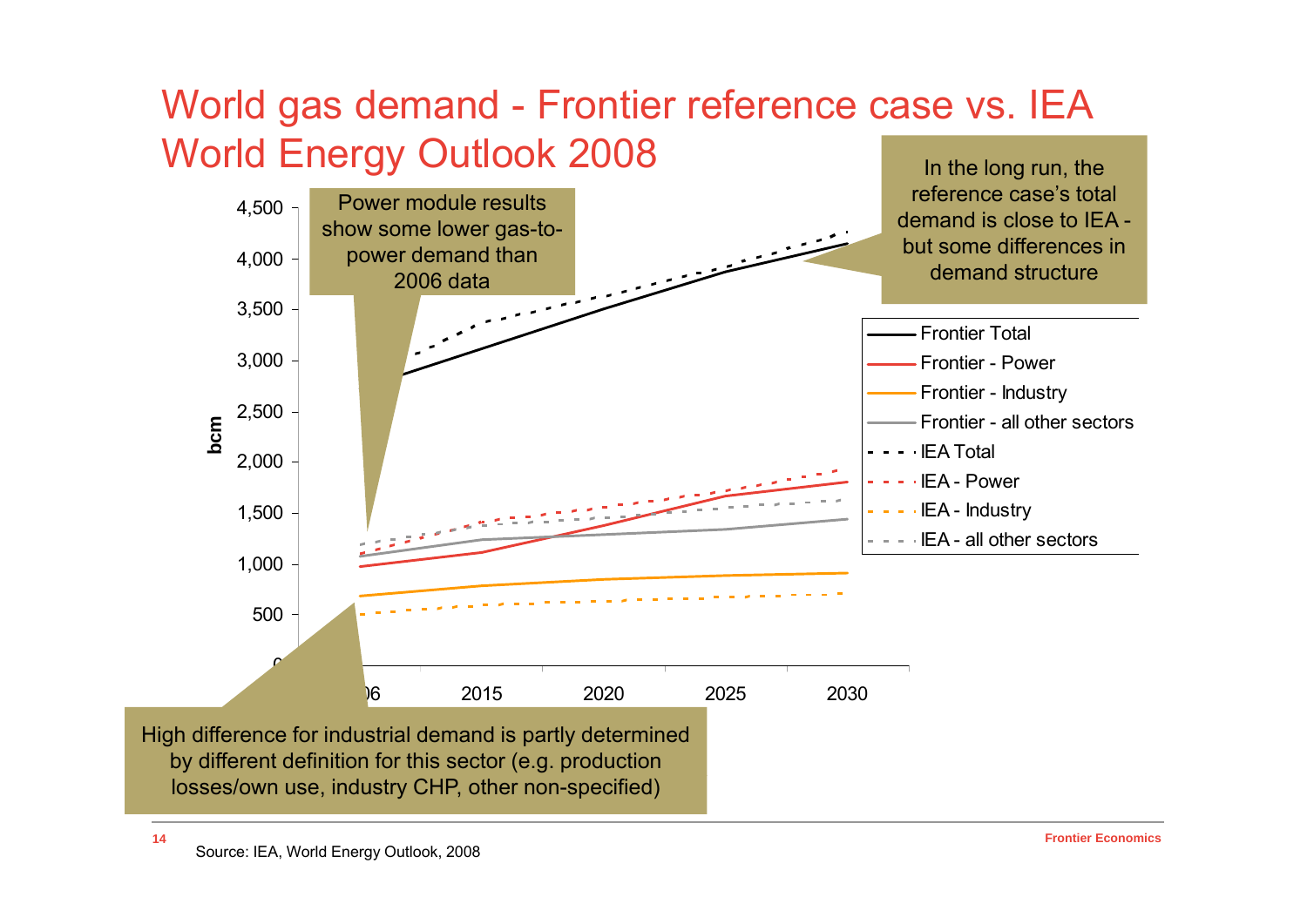# World gas demand - Frontier reference case vs. IEA World Energy Outlook 2008

Power module results show some lower gas-to-power demand than 2006 data

In the long run, the reference case's total demand is close to IEA - but some differences in demand structure

bcm

4,500
4,000
3,500
3,000
2,500
2,000
1,500
1,000
500
0

2006 2015 2020 2025 2030

- Frontier Total
- Frontier - Power
- Frontier - Industry
- Frontier - all other sectors
- IEA Total
- IEA - Power
- IEA - Industry
- IEA - all other sectors

High difference for industrial demand is partly determined by different definition for this sector (e.g. production losses/own use, industry CHP, other non-specified)

Source: IEA, World Energy Outlook, 2008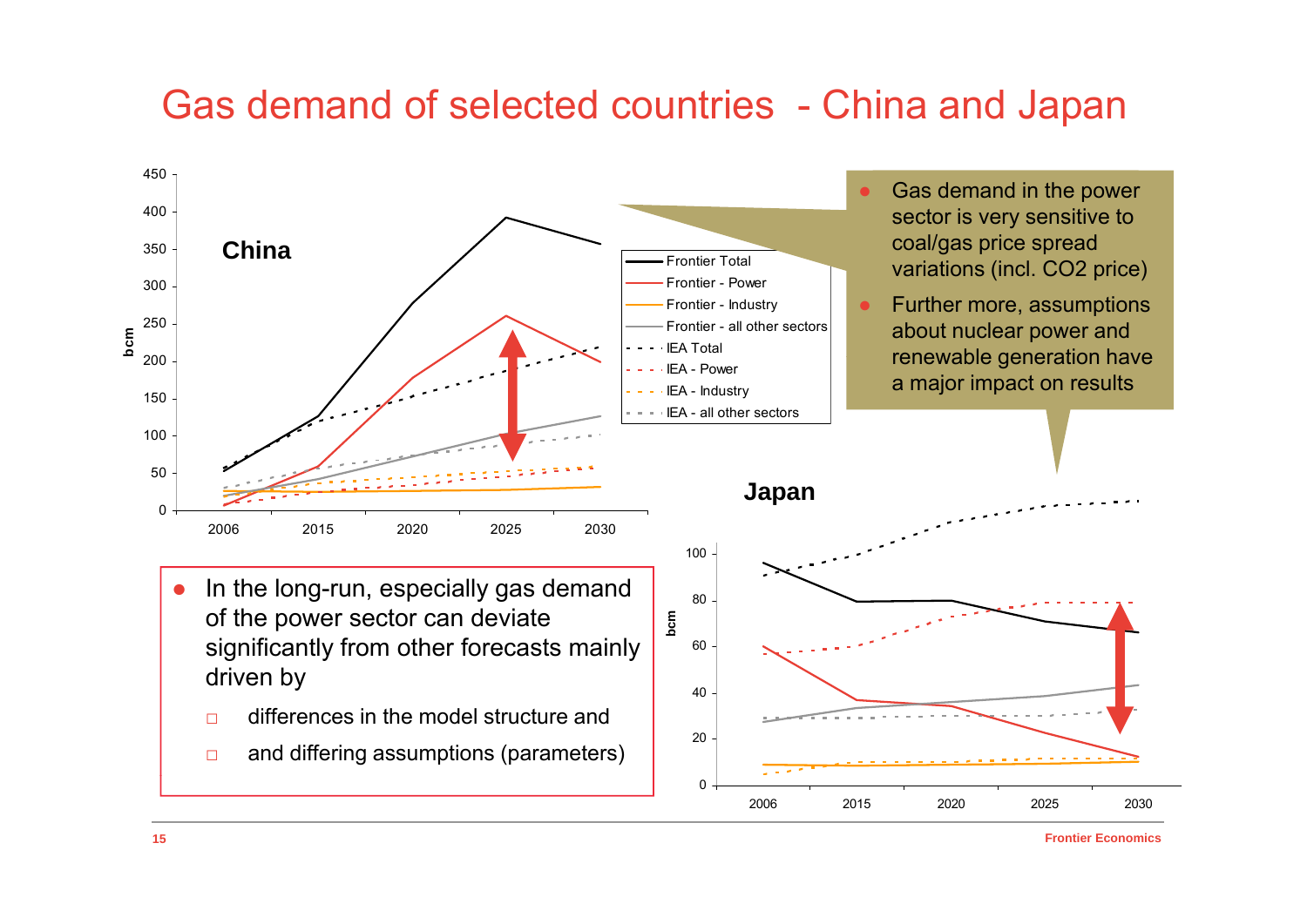# Gas demand of selected countries - China and Japan

**China**

bcm

- Frontier Total
- Frontier - Power
- Frontier - Industry
- Frontier - all other sectors
- IEA Total
- IEA - Power
- IEA - Industry
- IEA - all other sectors

- Gas demand in the power sector is very sensitive to coal/gas price spread variations (incl. $CO_2$ price)
- Further more, assumptions about nuclear power and renewable generation have a major impact on results

**Japan**

bcm

- In the long-run, especially gas demand of the power sector can deviate significantly from other forecasts mainly driven by
  - differences in the model structure and
  - and differing assumptions (parameters)

Frontier Economics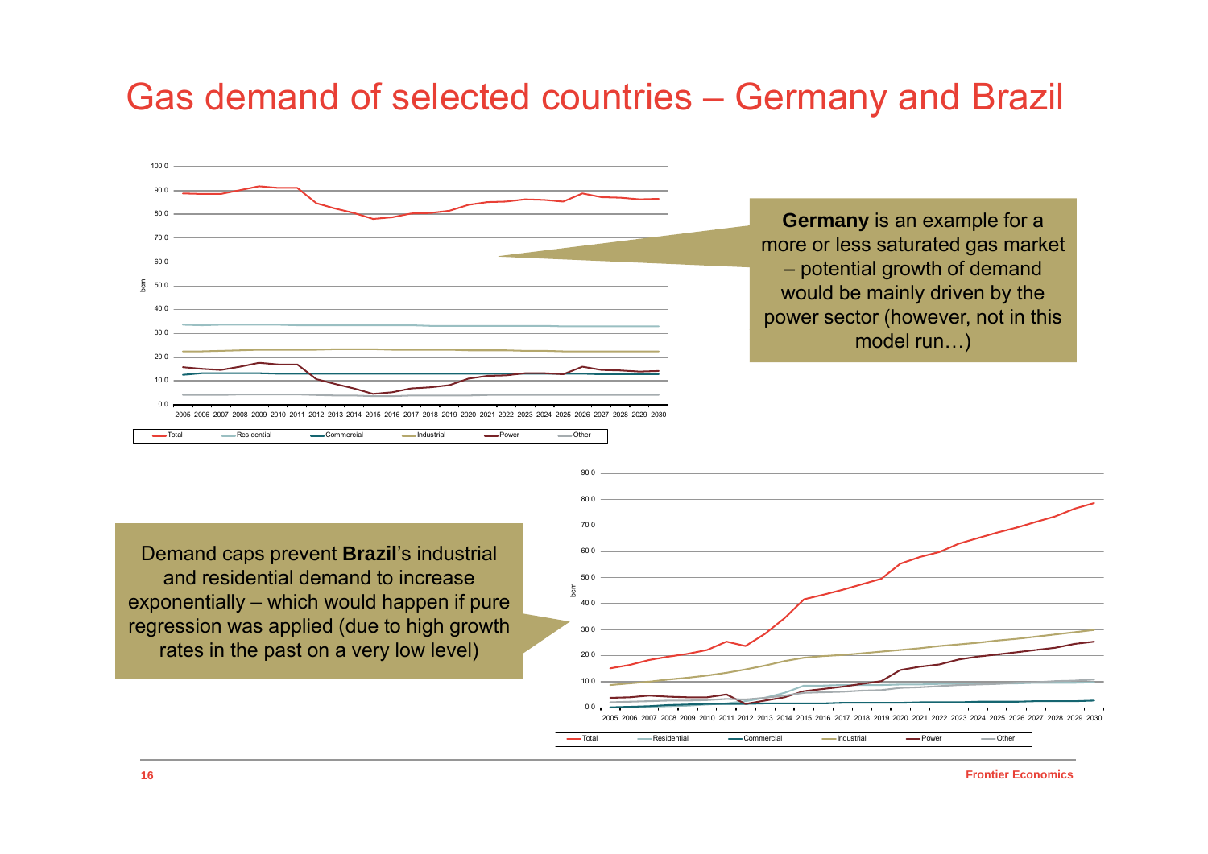# Gas demand of selected countries – Germany and Brazil

**Germany** is an example for a more or less saturated gas market – potential growth of demand would be mainly driven by the power sector (however, not in this model run…)

Demand caps prevent **Brazil**'s industrial and residential demand to increase exponentially – which would happen if pure regression was applied (due to high growth rates in the past on a very low level)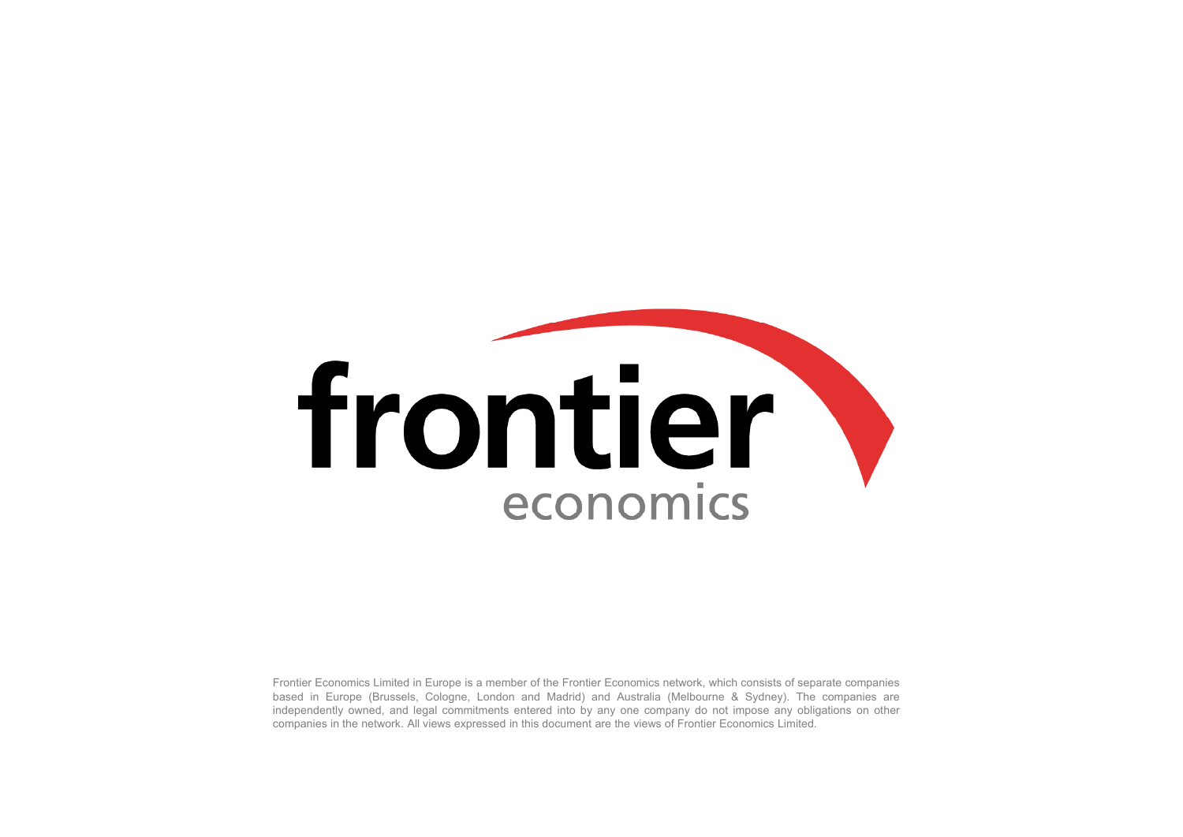frontier economics

Frontier Economics Limited in Europe is a member of the Frontier Economics network, which consists of separate companies based in Europe (Brussels, Cologne, London and Madrid) and Australia (Melbourne & Sydney). The companies are independently owned, and legal commitments entered into by any one company do not impose any obligations on other companies in the network. All views expressed in this document are the views of Frontier Economics Limited.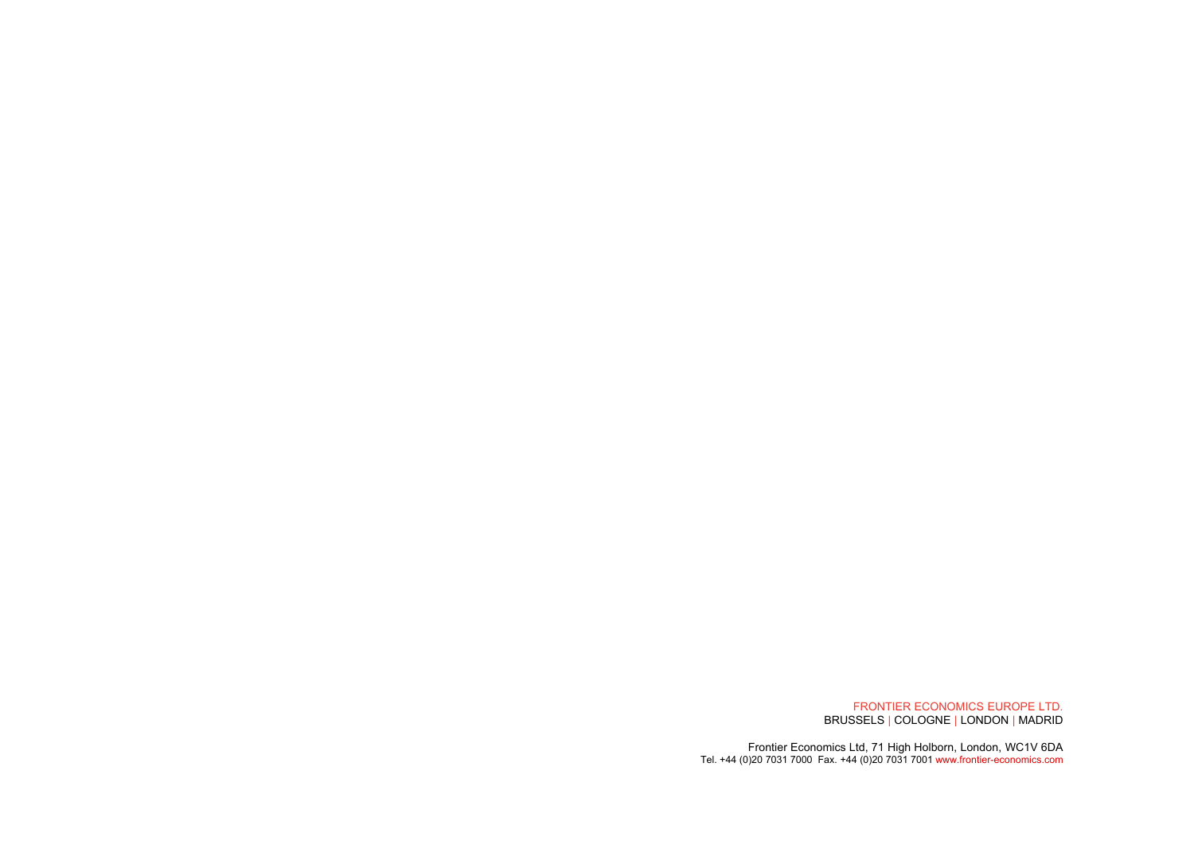FRONTIER ECONOMICS EUROPE LTD.
BRUSSELS | COLOGNE | LONDON | MADRID

Frontier Economics Ltd, 71 High Holborn, London, WC1V 6DA
Tel. +44 (0)20 7031 7000 Fax. +44 (0)20 7031 7001 www.frontier-economics.com